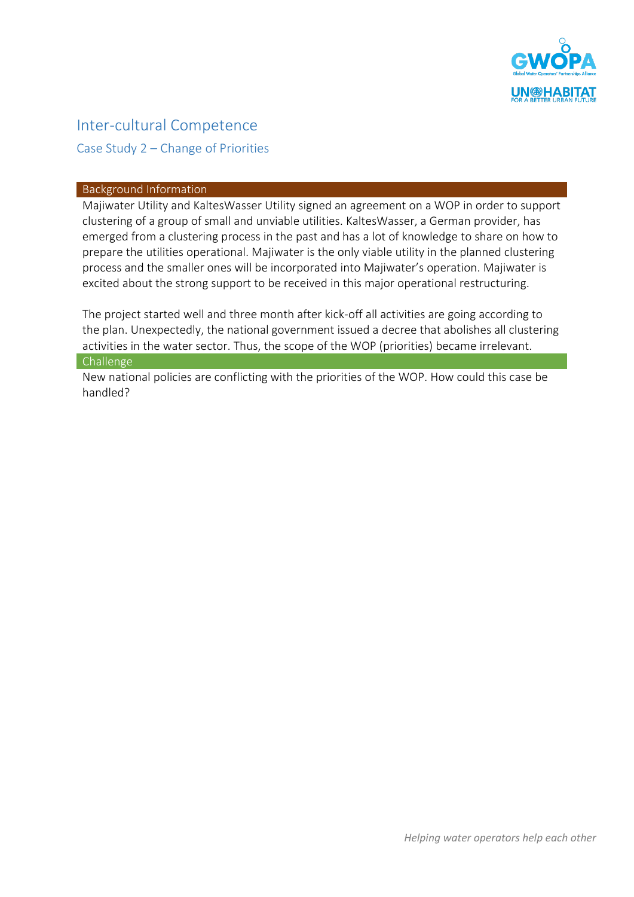# Inter-cultural Competence

## Case Study 2 – Change of Priorities

### Background Information

Majiwater Utility and KaltesWasser Utility signed an agreement on a WOP in order to support clustering of a group of small and unviable utilities. KaltesWasser, a German provider, has emerged from a clustering process in the past and has a lot of knowledge to share on how to prepare the utilities operational. Majiwater is the only viable utility in the planned clustering process and the smaller ones will be incorporated into Majiwater's operation. Majiwater is excited about the strong support to be received in this major operational restructuring.

The project started well and three month after kick-off all activities are going according to the plan. Unexpectedly, the national government issued a decree that abolishes all clustering activities in the water sector. Thus, the scope of the WOP (priorities) became irrelevant.

### Challenge

New national policies are conflicting with the priorities of the WOP. How could this case be handled?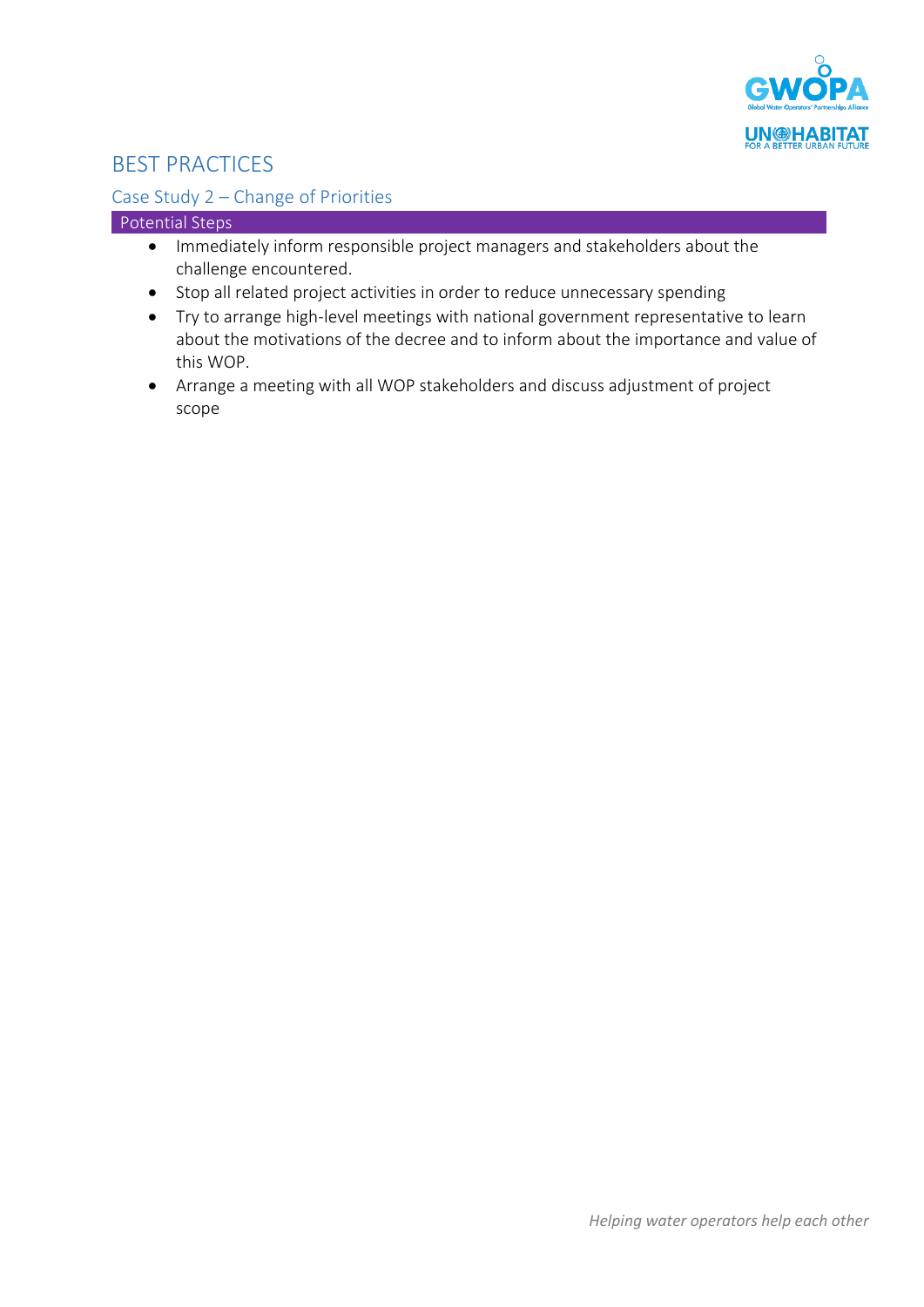# BEST PRACTICES

## Case Study 2 – Change of Priorities

### Potential Steps

- Immediately inform responsible project managers and stakeholders about the challenge encountered.
- Stop all related project activities in order to reduce unnecessary spending
- Try to arrange high-level meetings with national government representative to learn about the motivations of the decree and to inform about the importance and value of this WOP.
- Arrange a meeting with all WOP stakeholders and discuss adjustment of project scope